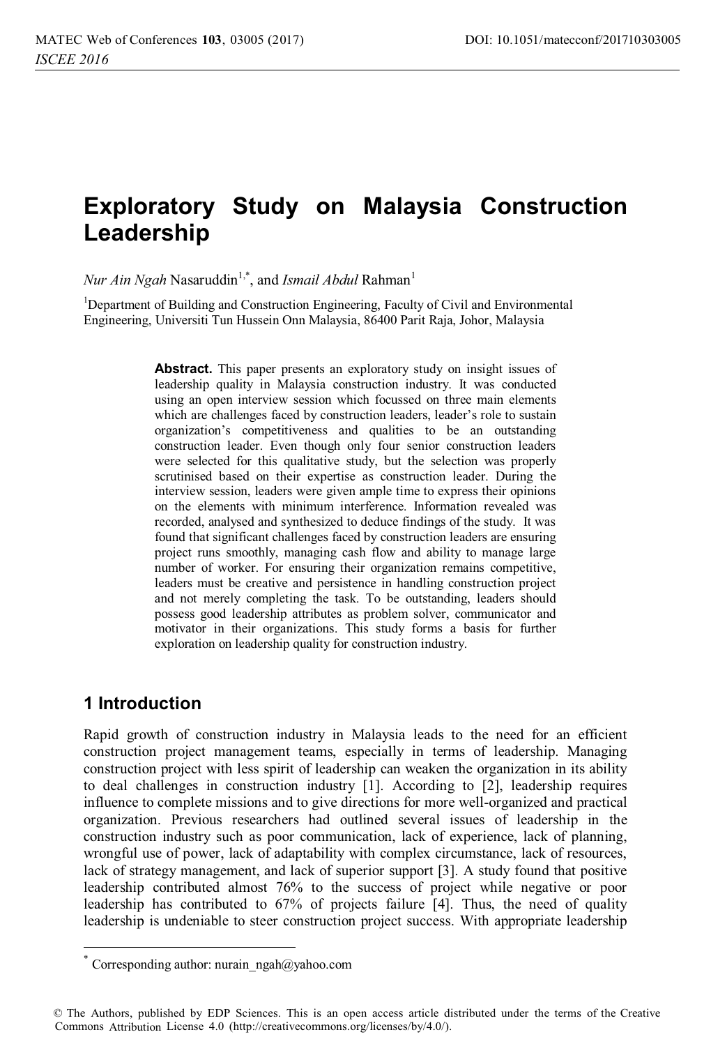# Exploratory Study on Malaysia Construction Leadership

*Nur Ain Ngah* Nasaruddin[1,*], and *Ismail Abdul* Rahman[1]

[1]Department of Building and Construction Engineering, Faculty of Civil and Environmental Engineering, Universiti Tun Hussein Onn Malaysia, 86400 Parit Raja, Johor, Malaysia

**Abstract.** This paper presents an exploratory study on insight issues of leadership quality in Malaysia construction industry. It was conducted using an open interview session which focussed on three main elements which are challenges faced by construction leaders, leader's role to sustain organization's competitiveness and qualities to be an outstanding construction leader. Even though only four senior construction leaders were selected for this qualitative study, but the selection was properly scrutinised based on their expertise as construction leader. During the interview session, leaders were given ample time to express their opinions on the elements with minimum interference. Information revealed was recorded, analysed and synthesized to deduce findings of the study. It was found that significant challenges faced by construction leaders are ensuring project runs smoothly, managing cash flow and ability to manage large number of worker. For ensuring their organization remains competitive, leaders must be creative and persistence in handling construction project and not merely completing the task. To be outstanding, leaders should possess good leadership attributes as problem solver, communicator and motivator in their organizations. This study forms a basis for further exploration on leadership quality for construction industry.

## 1 Introduction

Rapid growth of construction industry in Malaysia leads to the need for an efficient construction project management teams, especially in terms of leadership. Managing construction project with less spirit of leadership can weaken the organization in its ability to deal challenges in construction industry [1]. According to [2], leadership requires influence to complete missions and to give directions for more well-organized and practical organization. Previous researchers had outlined several issues of leadership in the construction industry such as poor communication, lack of experience, lack of planning, wrongful use of power, lack of adaptability with complex circumstance, lack of resources, lack of strategy management, and lack of superior support [3]. A study found that positive leadership contributed almost 76% to the success of project while negative or poor leadership has contributed to 67% of projects failure [4]. Thus, the need of quality leadership is undeniable to steer construction project success. With appropriate leadership

[*] Corresponding author: nurain_ngah@yahoo.com

© The Authors, published by EDP Sciences. This is an open access article distributed under the terms of the Creative Commons Attribution License 4.0 (http://creativecommons.org/licenses/by/4.0/).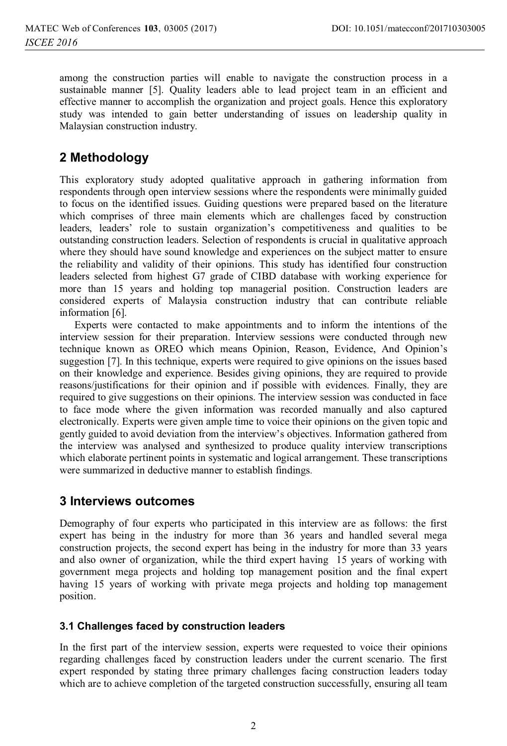among the construction parties will enable to navigate the construction process in a sustainable manner [5]. Quality leaders able to lead project team in an efficient and effective manner to accomplish the organization and project goals. Hence this exploratory study was intended to gain better understanding of issues on leadership quality in Malaysian construction industry.

## 2 Methodology

This exploratory study adopted qualitative approach in gathering information from respondents through open interview sessions where the respondents were minimally guided to focus on the identified issues. Guiding questions were prepared based on the literature which comprises of three main elements which are challenges faced by construction leaders, leaders' role to sustain organization's competitiveness and qualities to be outstanding construction leaders. Selection of respondents is crucial in qualitative approach where they should have sound knowledge and experiences on the subject matter to ensure the reliability and validity of their opinions. This study has identified four construction leaders selected from highest G7 grade of CIBD database with working experience for more than 15 years and holding top managerial position. Construction leaders are considered experts of Malaysia construction industry that can contribute reliable information [6].

Experts were contacted to make appointments and to inform the intentions of the interview session for their preparation. Interview sessions were conducted through new technique known as OREO which means Opinion, Reason, Evidence, And Opinion's suggestion [7]. In this technique, experts were required to give opinions on the issues based on their knowledge and experience. Besides giving opinions, they are required to provide reasons/justifications for their opinion and if possible with evidences. Finally, they are required to give suggestions on their opinions. The interview session was conducted in face to face mode where the given information was recorded manually and also captured electronically. Experts were given ample time to voice their opinions on the given topic and gently guided to avoid deviation from the interview's objectives. Information gathered from the interview was analysed and synthesized to produce quality interview transcriptions which elaborate pertinent points in systematic and logical arrangement. These transcriptions were summarized in deductive manner to establish findings.

## 3 Interviews outcomes

Demography of four experts who participated in this interview are as follows: the first expert has being in the industry for more than 36 years and handled several mega construction projects, the second expert has being in the industry for more than 33 years and also owner of organization, while the third expert having 15 years of working with government mega projects and holding top management position and the final expert having 15 years of working with private mega projects and holding top management position.

### 3.1 Challenges faced by construction leaders

In the first part of the interview session, experts were requested to voice their opinions regarding challenges faced by construction leaders under the current scenario. The first expert responded by stating three primary challenges facing construction leaders today which are to achieve completion of the targeted construction successfully, ensuring all team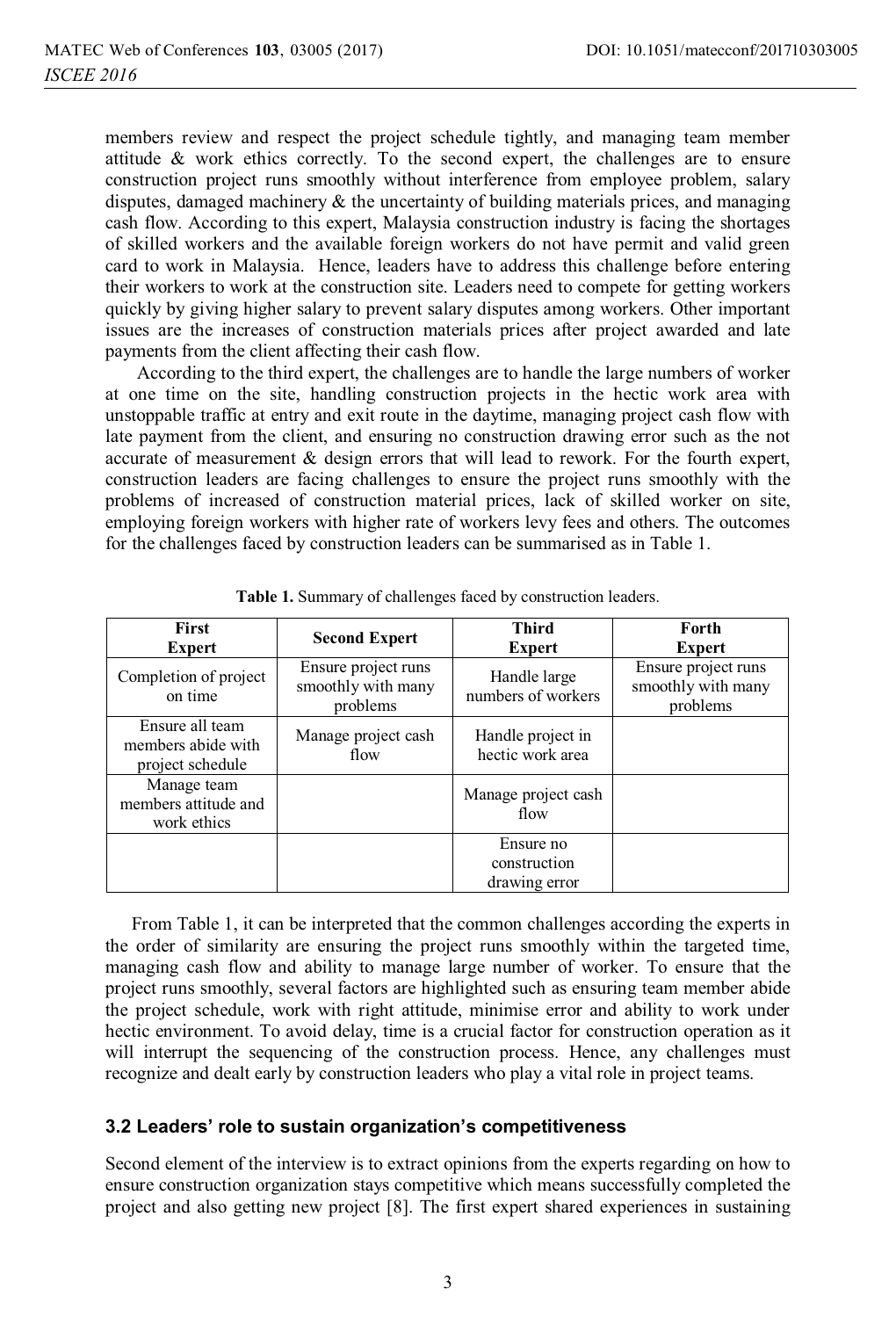members review and respect the project schedule tightly, and managing team member attitude & work ethics correctly. To the second expert, the challenges are to ensure construction project runs smoothly without interference from employee problem, salary disputes, damaged machinery & the uncertainty of building materials prices, and managing cash flow. According to this expert, Malaysia construction industry is facing the shortages of skilled workers and the available foreign workers do not have permit and valid green card to work in Malaysia. Hence, leaders have to address this challenge before entering their workers to work at the construction site. Leaders need to compete for getting workers quickly by giving higher salary to prevent salary disputes among workers. Other important issues are the increases of construction materials prices after project awarded and late payments from the client affecting their cash flow.

According to the third expert, the challenges are to handle the large numbers of worker at one time on the site, handling construction projects in the hectic work area with unstoppable traffic at entry and exit route in the daytime, managing project cash flow with late payment from the client, and ensuring no construction drawing error such as the not accurate of measurement & design errors that will lead to rework. For the fourth expert, construction leaders are facing challenges to ensure the project runs smoothly with the problems of increased of construction material prices, lack of skilled worker on site, employing foreign workers with higher rate of workers levy fees and others. The outcomes for the challenges faced by construction leaders can be summarised as in Table 1.

**Table 1.** Summary of challenges faced by construction leaders.

| First Expert | Second Expert | Third Expert | Forth Expert |
|---|---|---|---|
| Completion of project on time | Ensure project runs smoothly with many problems | Handle large numbers of workers | Ensure project runs smoothly with many problems |
| Ensure all team members abide with project schedule | Manage project cash flow | Handle project in hectic work area | |
| Manage team members attitude and work ethics | | Manage project cash flow | |
| | | Ensure no construction drawing error | |

From Table 1, it can be interpreted that the common challenges according the experts in the order of similarity are ensuring the project runs smoothly within the targeted time, managing cash flow and ability to manage large number of worker. To ensure that the project runs smoothly, several factors are highlighted such as ensuring team member abide the project schedule, work with right attitude, minimise error and ability to work under hectic environment. To avoid delay, time is a crucial factor for construction operation as it will interrupt the sequencing of the construction process. Hence, any challenges must recognize and dealt early by construction leaders who play a vital role in project teams.

### 3.2 Leaders' role to sustain organization's competitiveness

Second element of the interview is to extract opinions from the experts regarding on how to ensure construction organization stays competitive which means successfully completed the project and also getting new project [8]. The first expert shared experiences in sustaining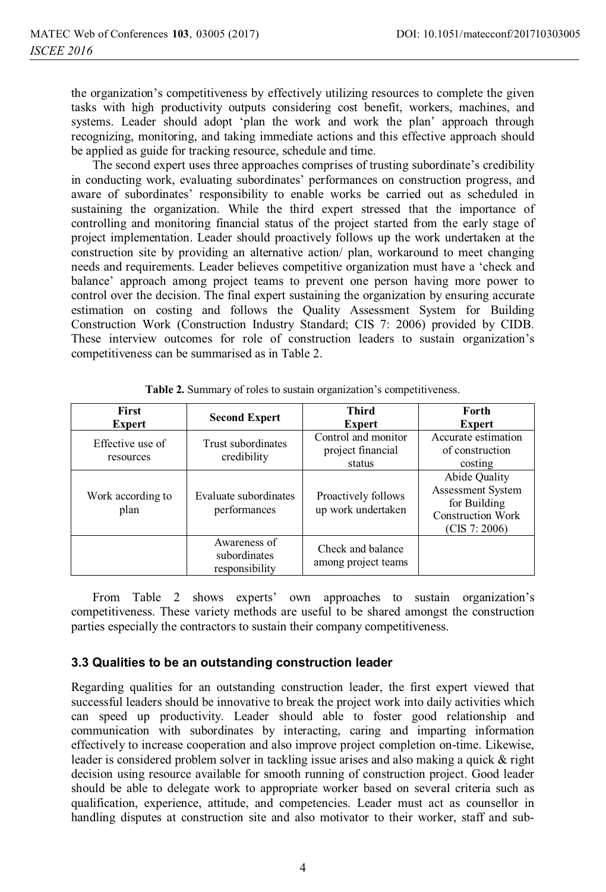the organization's competitiveness by effectively utilizing resources to complete the given tasks with high productivity outputs considering cost benefit, workers, machines, and systems. Leader should adopt 'plan the work and work the plan' approach through recognizing, monitoring, and taking immediate actions and this effective approach should be applied as guide for tracking resource, schedule and time.

The second expert uses three approaches comprises of trusting subordinate's credibility in conducting work, evaluating subordinates' performances on construction progress, and aware of subordinates' responsibility to enable works be carried out as scheduled in sustaining the organization. While the third expert stressed that the importance of controlling and monitoring financial status of the project started from the early stage of project implementation. Leader should proactively follows up the work undertaken at the construction site by providing an alternative action/ plan, workaround to meet changing needs and requirements. Leader believes competitive organization must have a 'check and balance' approach among project teams to prevent one person having more power to control over the decision. The final expert sustaining the organization by ensuring accurate estimation on costing and follows the Quality Assessment System for Building Construction Work (Construction Industry Standard; CIS 7: 2006) provided by CIDB. These interview outcomes for role of construction leaders to sustain organization's competitiveness can be summarised as in Table 2.

**Table 2.** Summary of roles to sustain organization's competitiveness.

| First Expert | Second Expert | Third Expert | Forth Expert |
|---|---|---|---|
| Effective use of resources | Trust subordinates credibility | Control and monitor project financial status | Accurate estimation of construction costing |
| Work according to plan | Evaluate subordinates performances | Proactively follows up work undertaken | Abide Quality Assessment System for Building Construction Work (CIS 7: 2006) |
| | Awareness of subordinates responsibility | Check and balance among project teams | |

From Table 2 shows experts' own approaches to sustain organization's competitiveness. These variety methods are useful to be shared amongst the construction parties especially the contractors to sustain their company competitiveness.

### 3.3 Qualities to be an outstanding construction leader

Regarding qualities for an outstanding construction leader, the first expert viewed that successful leaders should be innovative to break the project work into daily activities which can speed up productivity. Leader should able to foster good relationship and communication with subordinates by interacting, caring and imparting information effectively to increase cooperation and also improve project completion on-time. Likewise, leader is considered problem solver in tackling issue arises and also making a quick & right decision using resource available for smooth running of construction project. Good leader should be able to delegate work to appropriate worker based on several criteria such as qualification, experience, attitude, and competencies. Leader must act as counsellor in handling disputes at construction site and also motivator to their worker, staff and sub-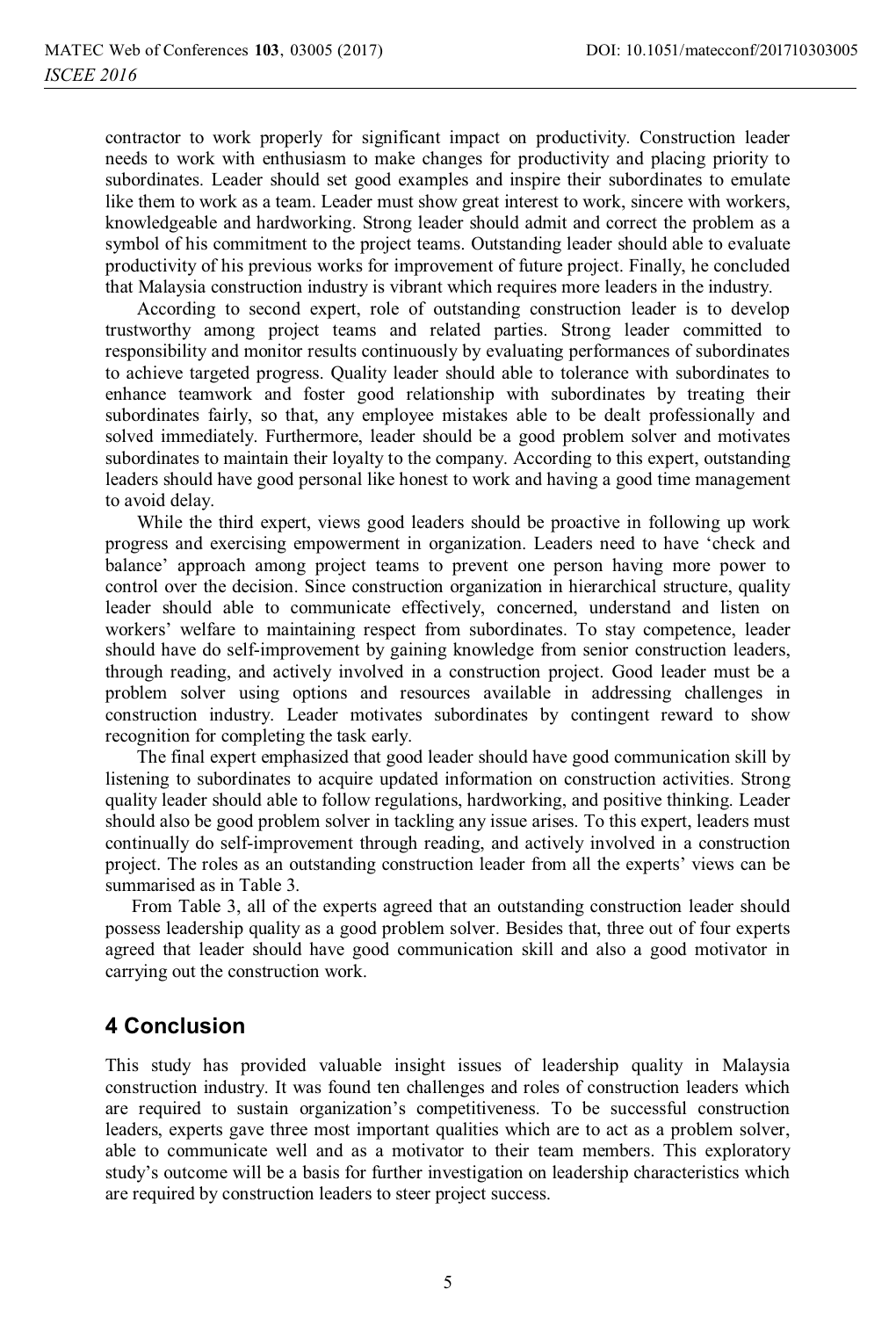contractor to work properly for significant impact on productivity. Construction leader needs to work with enthusiasm to make changes for productivity and placing priority to subordinates. Leader should set good examples and inspire their subordinates to emulate like them to work as a team. Leader must show great interest to work, sincere with workers, knowledgeable and hardworking. Strong leader should admit and correct the problem as a symbol of his commitment to the project teams. Outstanding leader should able to evaluate productivity of his previous works for improvement of future project. Finally, he concluded that Malaysia construction industry is vibrant which requires more leaders in the industry.

According to second expert, role of outstanding construction leader is to develop trustworthy among project teams and related parties. Strong leader committed to responsibility and monitor results continuously by evaluating performances of subordinates to achieve targeted progress. Quality leader should able to tolerance with subordinates to enhance teamwork and foster good relationship with subordinates by treating their subordinates fairly, so that, any employee mistakes able to be dealt professionally and solved immediately. Furthermore, leader should be a good problem solver and motivates subordinates to maintain their loyalty to the company. According to this expert, outstanding leaders should have good personal like honest to work and having a good time management to avoid delay.

While the third expert, views good leaders should be proactive in following up work progress and exercising empowerment in organization. Leaders need to have 'check and balance' approach among project teams to prevent one person having more power to control over the decision. Since construction organization in hierarchical structure, quality leader should able to communicate effectively, concerned, understand and listen on workers' welfare to maintaining respect from subordinates. To stay competence, leader should have do self-improvement by gaining knowledge from senior construction leaders, through reading, and actively involved in a construction project. Good leader must be a problem solver using options and resources available in addressing challenges in construction industry. Leader motivates subordinates by contingent reward to show recognition for completing the task early.

The final expert emphasized that good leader should have good communication skill by listening to subordinates to acquire updated information on construction activities. Strong quality leader should able to follow regulations, hardworking, and positive thinking. Leader should also be good problem solver in tackling any issue arises. To this expert, leaders must continually do self-improvement through reading, and actively involved in a construction project. The roles as an outstanding construction leader from all the experts' views can be summarised as in Table 3.

From Table 3, all of the experts agreed that an outstanding construction leader should possess leadership quality as a good problem solver. Besides that, three out of four experts agreed that leader should have good communication skill and also a good motivator in carrying out the construction work.

## 4 Conclusion

This study has provided valuable insight issues of leadership quality in Malaysia construction industry. It was found ten challenges and roles of construction leaders which are required to sustain organization's competitiveness. To be successful construction leaders, experts gave three most important qualities which are to act as a problem solver, able to communicate well and as a motivator to their team members. This exploratory study's outcome will be a basis for further investigation on leadership characteristics which are required by construction leaders to steer project success.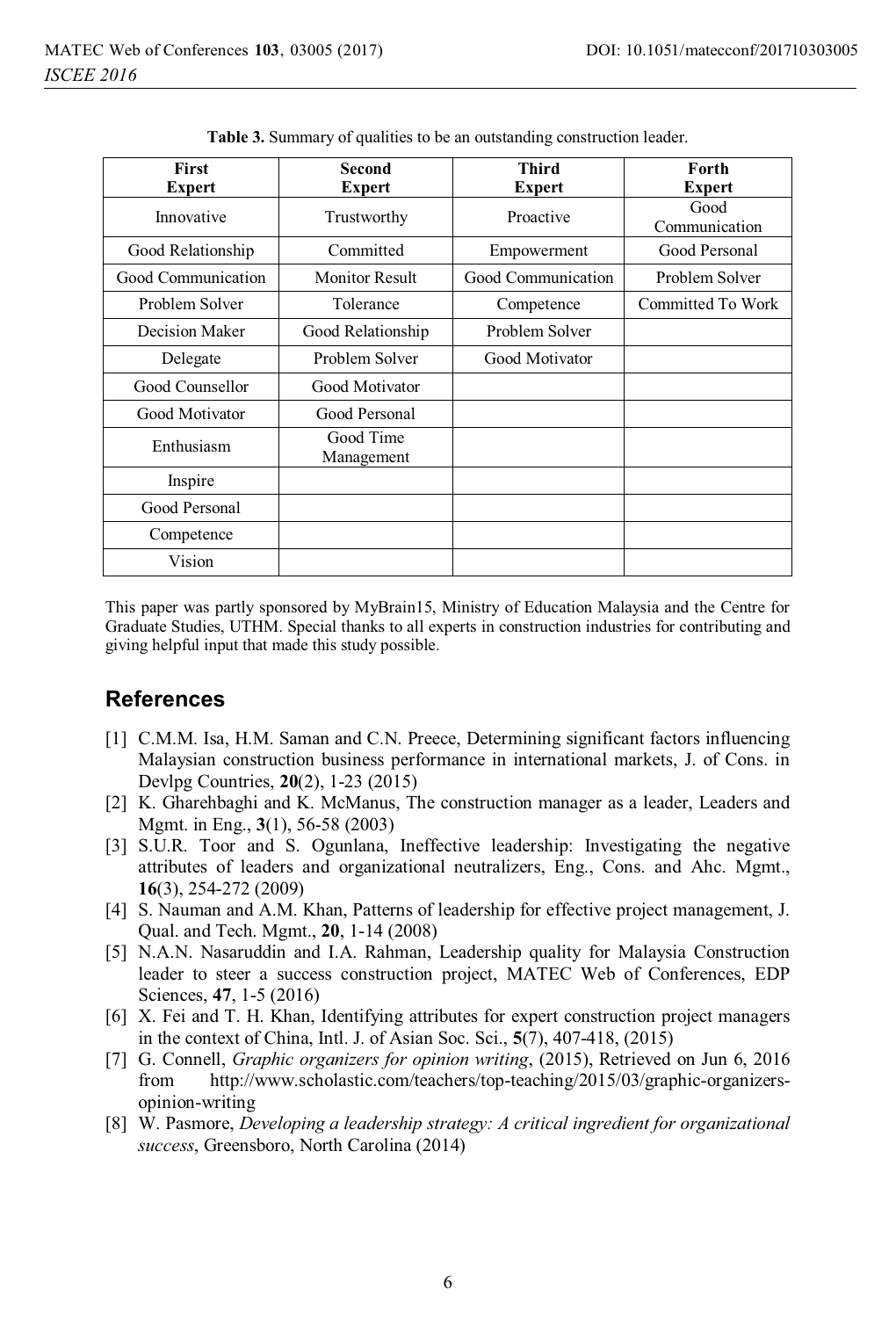**Table 3.** Summary of qualities to be an outstanding construction leader.

| First Expert | Second Expert | Third Expert | Forth Expert |
|---|---|---|---|
| Innovative | Trustworthy | Proactive | Good Communication |
| Good Relationship | Committed | Empowerment | Good Personal |
| Good Communication | Monitor Result | Good Communication | Problem Solver |
| Problem Solver | Tolerance | Competence | Committed To Work |
| Decision Maker | Good Relationship | Problem Solver | |
| Delegate | Problem Solver | Good Motivator | |
| Good Counsellor | Good Motivator | | |
| Good Motivator | Good Personal | | |
| Enthusiasm | Good Time Management | | |
| Inspire | | | |
| Good Personal | | | |
| Competence | | | |
| Vision | | | |

This paper was partly sponsored by MyBrain15, Ministry of Education Malaysia and the Centre for Graduate Studies, UTHM. Special thanks to all experts in construction industries for contributing and giving helpful input that made this study possible.

## References

[1] C.M.M. Isa, H.M. Saman and C.N. Preece, Determining significant factors influencing Malaysian construction business performance in international markets, J. of Cons. in Devlpg Countries, **20**(2), 1-23 (2015)

[2] K. Gharehbaghi and K. McManus, The construction manager as a leader, Leaders and Mgmt. in Eng., **3**(1), 56-58 (2003)

[3] S.U.R. Toor and S. Ogunlana, Ineffective leadership: Investigating the negative attributes of leaders and organizational neutralizers, Eng., Cons. and Ahc. Mgmt., **16**(3), 254-272 (2009)

[4] S. Nauman and A.M. Khan, Patterns of leadership for effective project management, J. Qual. and Tech. Mgmt., **20**, 1-14 (2008)

[5] N.A.N. Nasaruddin and I.A. Rahman, Leadership quality for Malaysia Construction leader to steer a success construction project, MATEC Web of Conferences, EDP Sciences, **47**, 1-5 (2016)

[6] X. Fei and T. H. Khan, Identifying attributes for expert construction project managers in the context of China, Intl. J. of Asian Soc. Sci., **5**(7), 407-418, (2015)

[7] G. Connell, *Graphic organizers for opinion writing*, (2015), Retrieved on Jun 6, 2016 from http://www.scholastic.com/teachers/top-teaching/2015/03/graphic-organizers-opinion-writing

[8] W. Pasmore, *Developing a leadership strategy: A critical ingredient for organizational success*, Greensboro, North Carolina (2014)